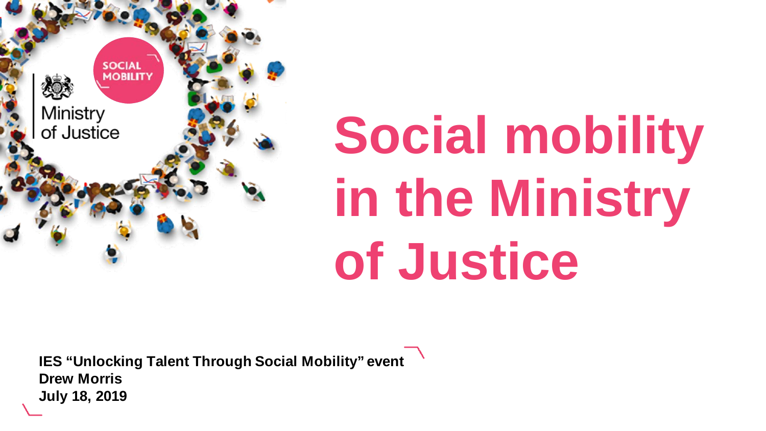SOCIAL MOBILITY

Ministry of Justice

# Social mobility in the Ministry of Justice

**IES "Unlocking Talent Through Social Mobility" event**
**Drew Morris**
**July 18, 2019**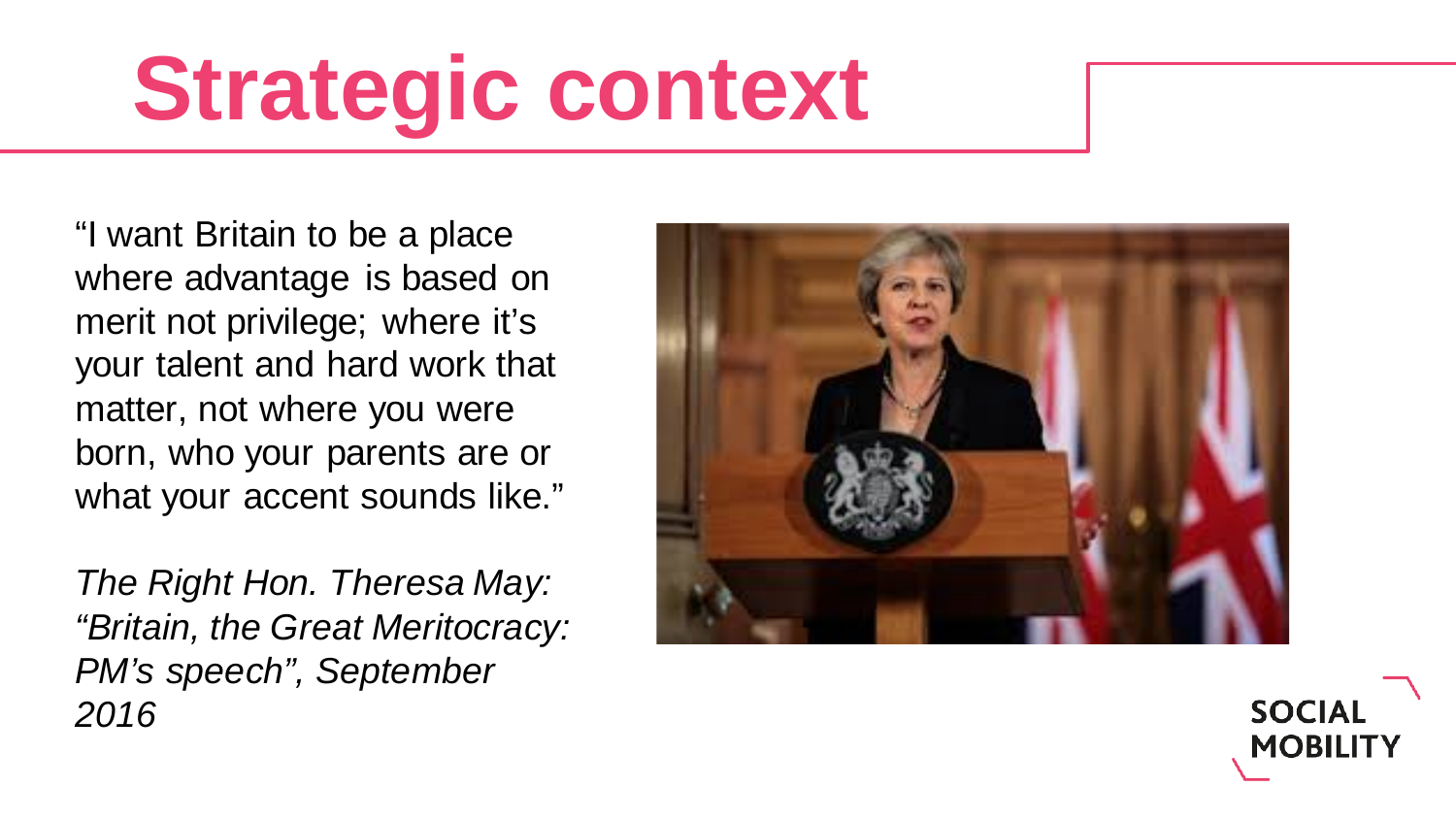# Strategic context

"I want Britain to be a place where advantage is based on merit not privilege; where it's your talent and hard work that matter, not where you were born, who your parents are or what your accent sounds like."

*The Right Hon. Theresa May: "Britain, the Great Meritocracy: PM's speech", September 2016*

SOCIAL MOBILITY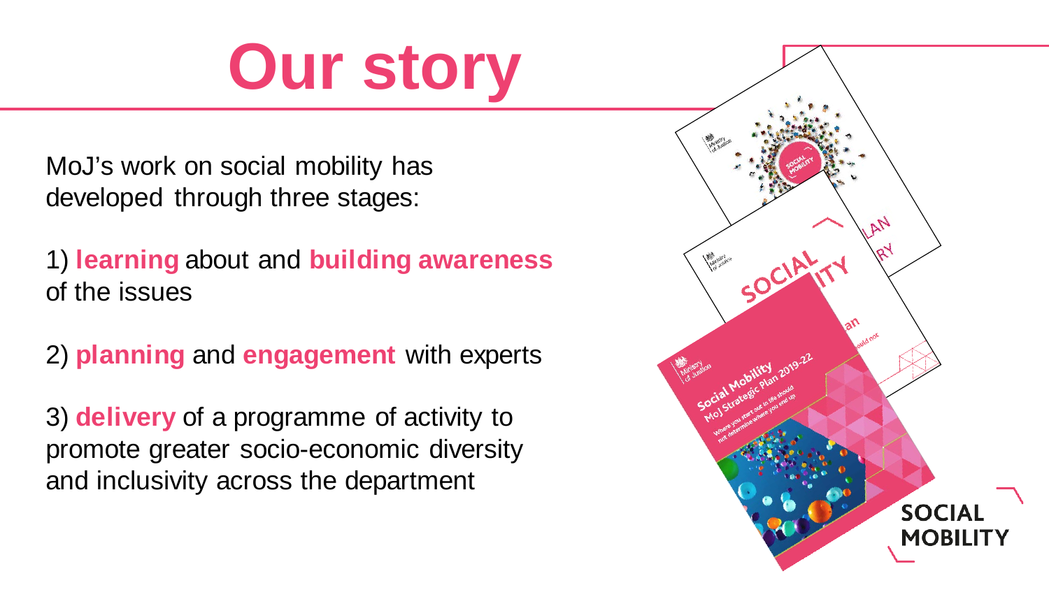# Our story

MoJ's work on social mobility has developed through three stages:

1) **learning** about and **building awareness** of the issues

2) **planning** and **engagement** with experts

3) **delivery** of a programme of activity to promote greater socio-economic diversity and inclusivity across the department

**SOCIAL MOBILITY**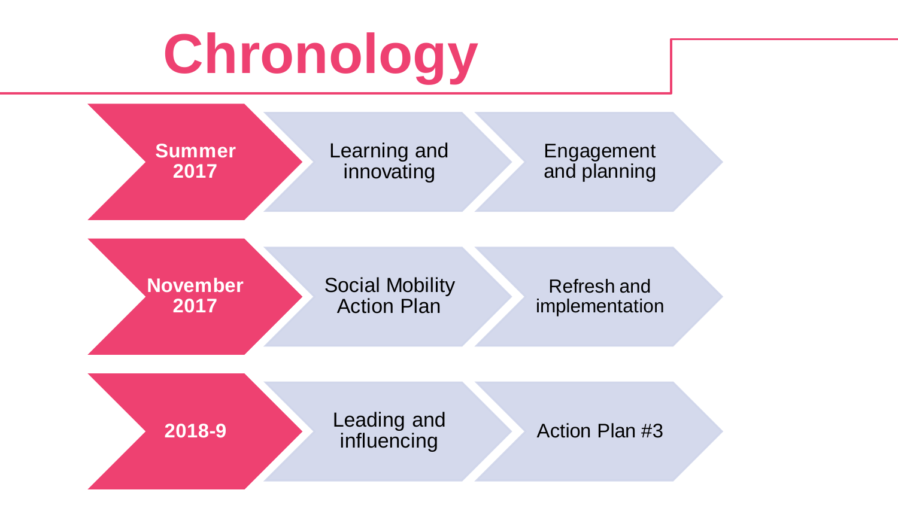# Chronology

| | | |
|---|---|---|
| **Summer 2017** | Learning and innovating | Engagement and planning |
| **November 2017** | Social Mobility Action Plan | Refresh and implementation |
| **2018-9** | Leading and influencing | Action Plan #3 |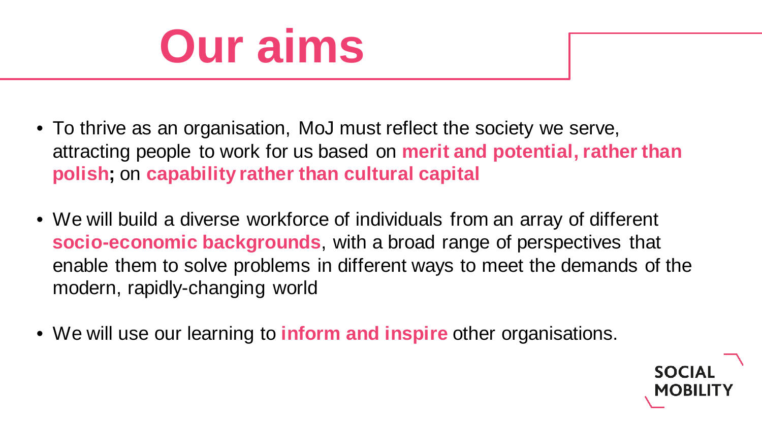# Our aims

- To thrive as an organisation, MoJ must reflect the society we serve, attracting people to work for us based on **merit and potential, rather than polish;** on **capability rather than cultural capital**
- We will build a diverse workforce of individuals from an array of different **socio-economic backgrounds**, with a broad range of perspectives that enable them to solve problems in different ways to meet the demands of the modern, rapidly-changing world
- We will use our learning to **inform and inspire** other organisations.

SOCIAL MOBILITY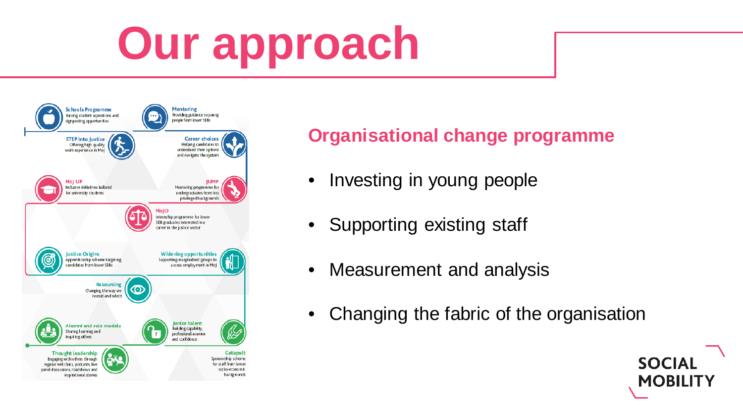# Our approach

**Schools Programme**
Raising student aspirations and signposting opportunities

**Mentoring**
Providing guidance to young people from lower SEBs

**STEP into Justice**
Offering high quality work experience in MoJ

**Career choices**
Helping candidates to understand their options and navigate the system

**MoJ UP**
Inclusive initiatives tailored for university students

**JUMP**
Mentoring programme for undergraduates from less privileged backgrounds

**MoJO**
Internship programme for lower SEB graduates interested in a career in the justice sector

**Justice Origins**
Apprenticeship scheme targeting candidates from lower SEBs

**Widening opportunities**
Supporting marginalised groups to access employment in MoJ

**Resourcing**
Changing the way we recruit and select

**Alumni and role models**
Sharing learning and inspiring others

**Junior talent**
Building capability, professional acumen and confidence

**Thought leadership**
Engaging with others through regular web chats, podcasts, live panel discussions, roadshows and inspirational stories

**Catapult**
Sponsorship scheme for staff from lower socio-economic backgrounds

## Organisational change programme

- Investing in young people
- Supporting existing staff
- Measurement and analysis
- Changing the fabric of the organisation

SOCIAL MOBILITY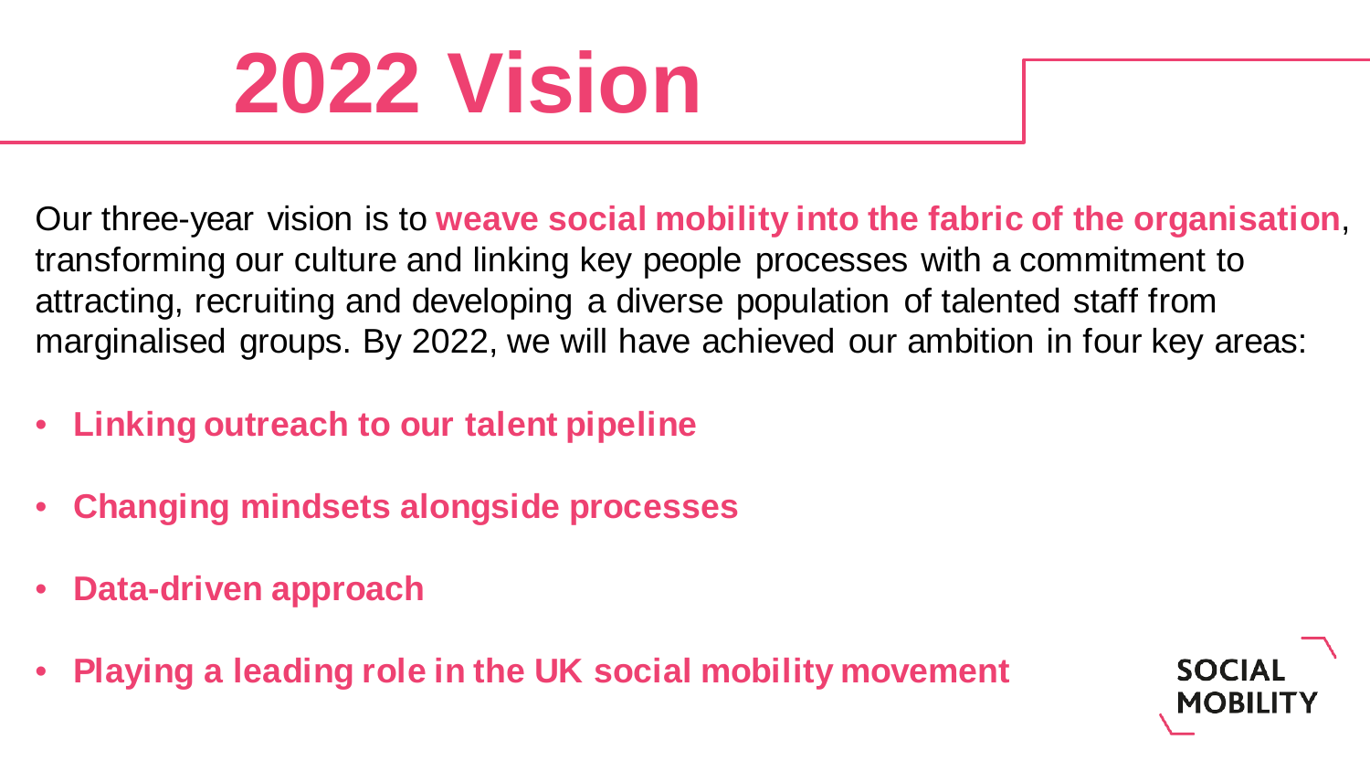# 2022 Vision

Our three-year vision is to **weave social mobility into the fabric of the organisation**, transforming our culture and linking key people processes with a commitment to attracting, recruiting and developing a diverse population of talented staff from marginalised groups. By 2022, we will have achieved our ambition in four key areas:

- **Linking outreach to our talent pipeline**
- **Changing mindsets alongside processes**
- **Data-driven approach**
- **Playing a leading role in the UK social mobility movement**

SOCIAL MOBILITY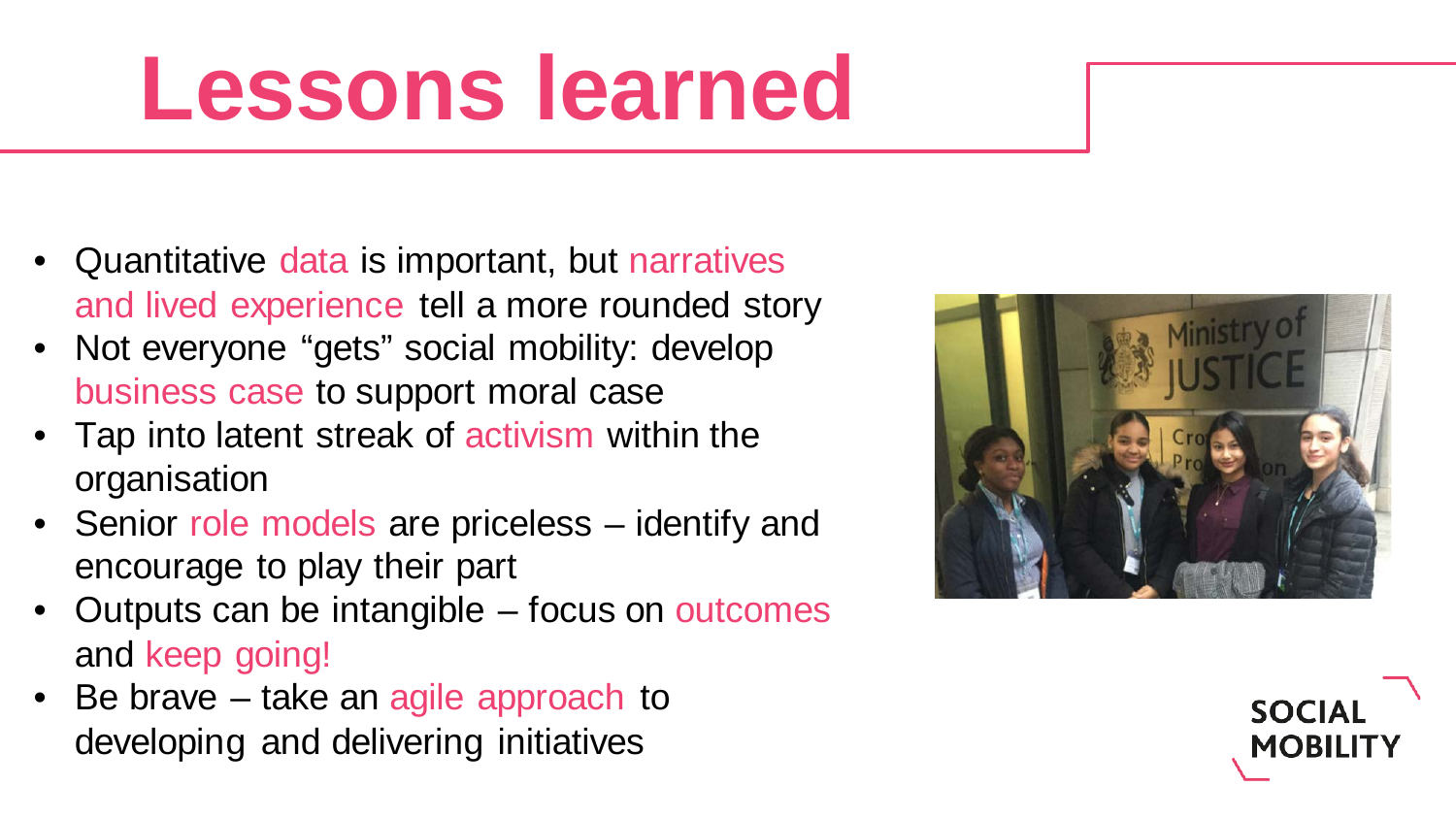# Lessons learned

- Quantitative data is important, but narratives and lived experience tell a more rounded story
- Not everyone "gets" social mobility: develop business case to support moral case
- Tap into latent streak of activism within the organisation
- Senior role models are priceless – identify and encourage to play their part
- Outputs can be intangible – focus on outcomes and keep going!
- Be brave – take an agile approach to developing and delivering initiatives